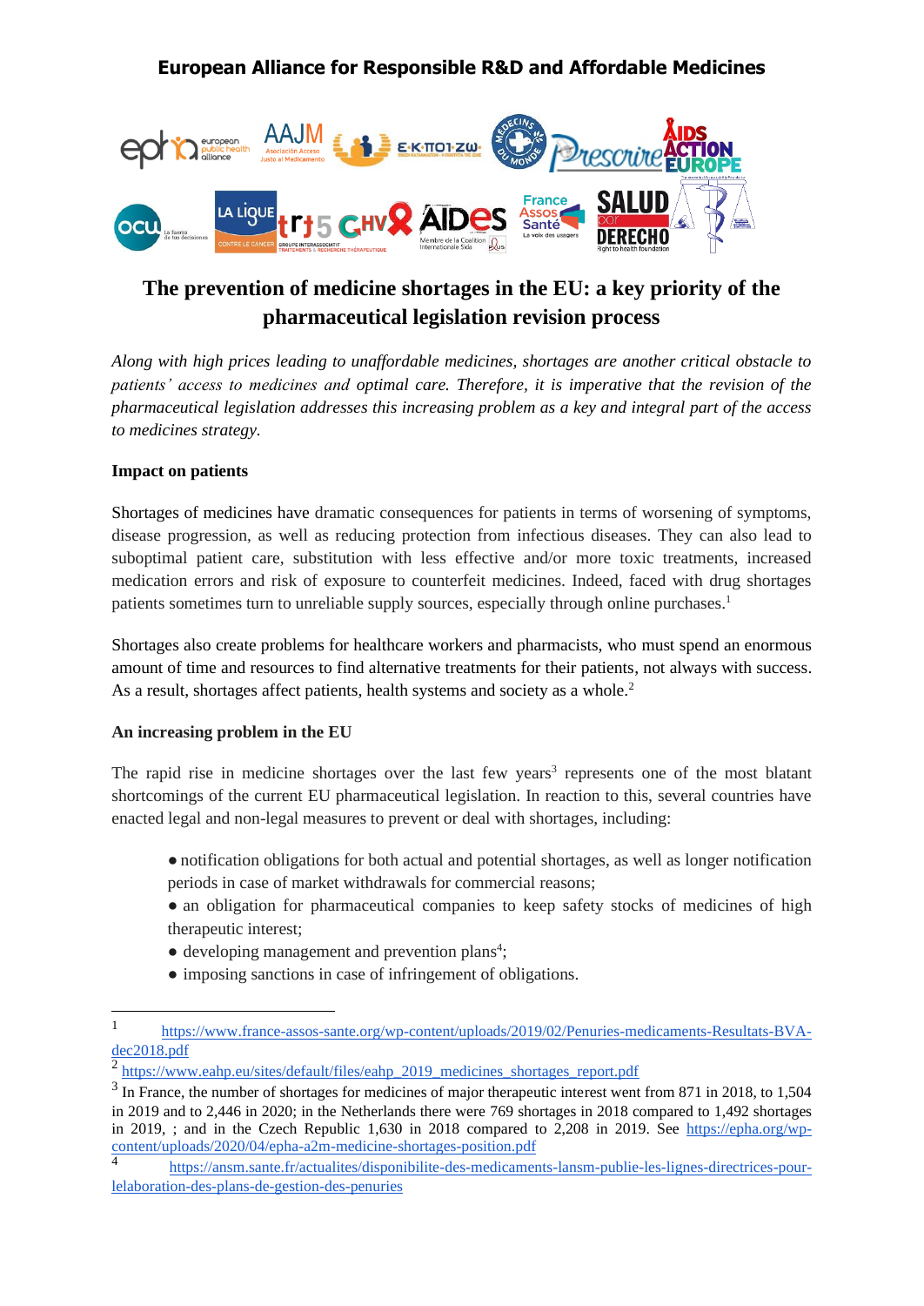**European Alliance for Responsible R&D and Affordable Medicines**

# The prevention of medicine shortages in the EU: a key priority of the pharmaceutical legislation revision process

*Along with high prices leading to unaffordable medicines, shortages are another critical obstacle to patients' access to medicines and optimal care. Therefore, it is imperative that the revision of the pharmaceutical legislation addresses this increasing problem as a key and integral part of the access to medicines strategy.*

**Impact on patients**

Shortages of medicines have dramatic consequences for patients in terms of worsening of symptoms, disease progression, as well as reducing protection from infectious diseases. They can also lead to suboptimal patient care, substitution with less effective and/or more toxic treatments, increased medication errors and risk of exposure to counterfeit medicines. Indeed, faced with drug shortages patients sometimes turn to unreliable supply sources, especially through online purchases.[1]

Shortages also create problems for healthcare workers and pharmacists, who must spend an enormous amount of time and resources to find alternative treatments for their patients, not always with success. As a result, shortages affect patients, health systems and society as a whole.[2]

**An increasing problem in the EU**

The rapid rise in medicine shortages over the last few years[3] represents one of the most blatant shortcomings of the current EU pharmaceutical legislation. In reaction to this, several countries have enacted legal and non-legal measures to prevent or deal with shortages, including:

- notification obligations for both actual and potential shortages, as well as longer notification periods in case of market withdrawals for commercial reasons;
- an obligation for pharmaceutical companies to keep safety stocks of medicines of high therapeutic interest;
- developing management and prevention plans[4];
- imposing sanctions in case of infringement of obligations.

---

[1] https://www.france-assos-sante.org/wp-content/uploads/2019/02/Penuries-medicaments-Resultats-BVA-dec2018.pdf

[2] https://www.eahp.eu/sites/default/files/eahp_2019_medicines_shortages_report.pdf

[3] In France, the number of shortages for medicines of major therapeutic interest went from 871 in 2018, to 1,504 in 2019 and to 2,446 in 2020; in the Netherlands there were 769 shortages in 2018 compared to 1,492 shortages in 2019, ; and in the Czech Republic 1,630 in 2018 compared to 2,208 in 2019. See https://epha.org/wp-content/uploads/2020/04/epha-a2m-medicine-shortages-position.pdf

[4] https://ansm.sante.fr/actualites/disponibilite-des-medicaments-lansm-publie-les-lignes-directrices-pour-lelaboration-des-plans-de-gestion-des-penuries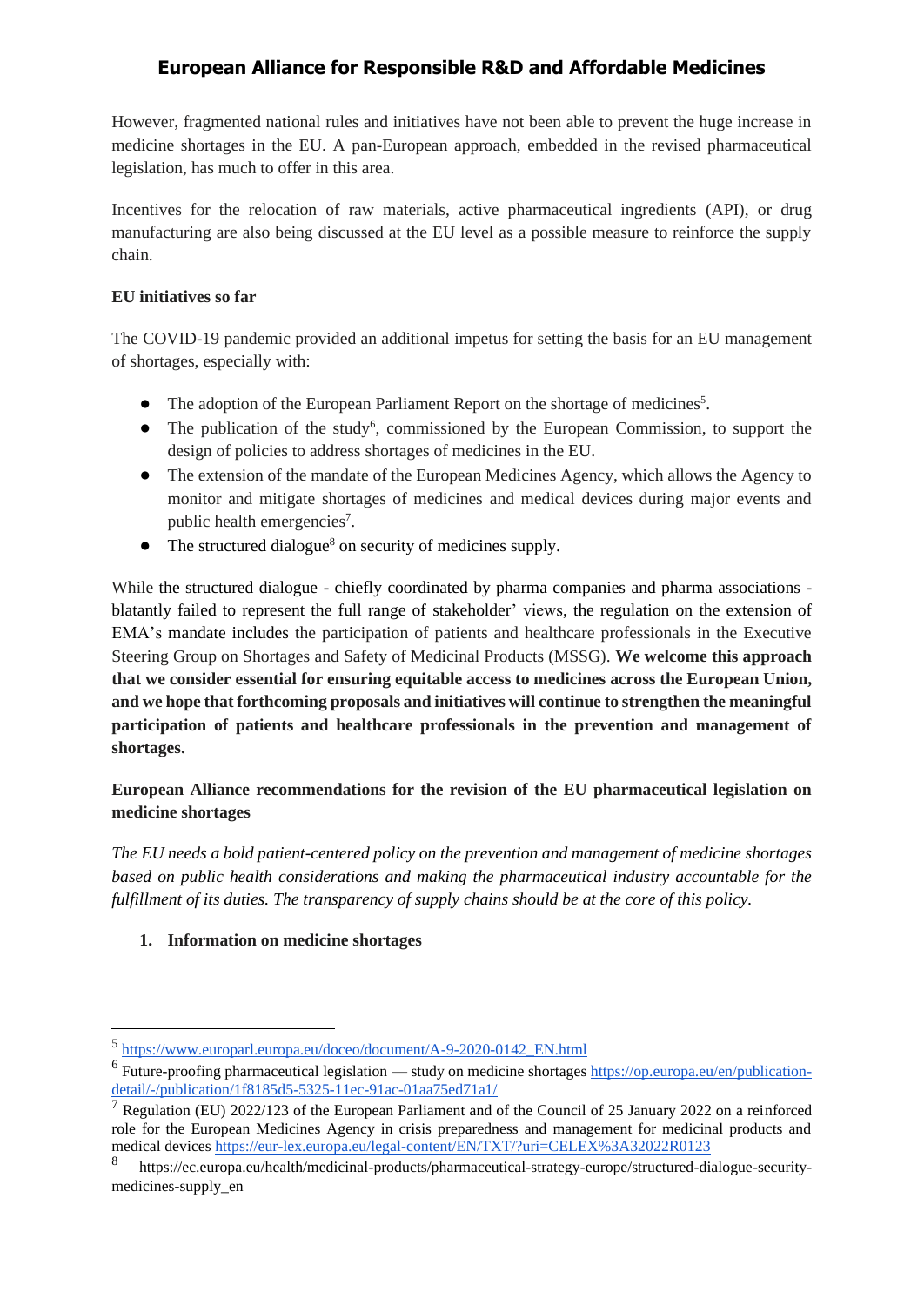However, fragmented national rules and initiatives have not been able to prevent the huge increase in medicine shortages in the EU. A pan-European approach, embedded in the revised pharmaceutical legislation, has much to offer in this area.

Incentives for the relocation of raw materials, active pharmaceutical ingredients (API), or drug manufacturing are also being discussed at the EU level as a possible measure to reinforce the supply chain.

**EU initiatives so far**

The COVID-19 pandemic provided an additional impetus for setting the basis for an EU management of shortages, especially with:

- The adoption of the European Parliament Report on the shortage of medicines[5].
- The publication of the study[6], commissioned by the European Commission, to support the design of policies to address shortages of medicines in the EU.
- The extension of the mandate of the European Medicines Agency, which allows the Agency to monitor and mitigate shortages of medicines and medical devices during major events and public health emergencies[7].
- The structured dialogue[8] on security of medicines supply.

While the structured dialogue - chiefly coordinated by pharma companies and pharma associations - blatantly failed to represent the full range of stakeholder' views, the regulation on the extension of EMA's mandate includes the participation of patients and healthcare professionals in the Executive Steering Group on Shortages and Safety of Medicinal Products (MSSG). **We welcome this approach that we consider essential for ensuring equitable access to medicines across the European Union, and we hope that forthcoming proposals and initiatives will continue to strengthen the meaningful participation of patients and healthcare professionals in the prevention and management of shortages.**

**European Alliance recommendations for the revision of the EU pharmaceutical legislation on medicine shortages**

*The EU needs a bold patient-centered policy on the prevention and management of medicine shortages based on public health considerations and making the pharmaceutical industry accountable for the fulfillment of its duties. The transparency of supply chains should be at the core of this policy.*

1. **Information on medicine shortages**

---

[5] https://www.europarl.europa.eu/doceo/document/A-9-2020-0142_EN.html

[6] Future-proofing pharmaceutical legislation — study on medicine shortages https://op.europa.eu/en/publication-detail/-/publication/1f8185d5-5325-11ec-91ac-01aa75ed71a1/

[7] Regulation (EU) 2022/123 of the European Parliament and of the Council of 25 January 2022 on a reinforced role for the European Medicines Agency in crisis preparedness and management for medicinal products and medical devices https://eur-lex.europa.eu/legal-content/EN/TXT/?uri=CELEX%3A32022R0123

[8] https://ec.europa.eu/health/medicinal-products/pharmaceutical-strategy-europe/structured-dialogue-security-medicines-supply_en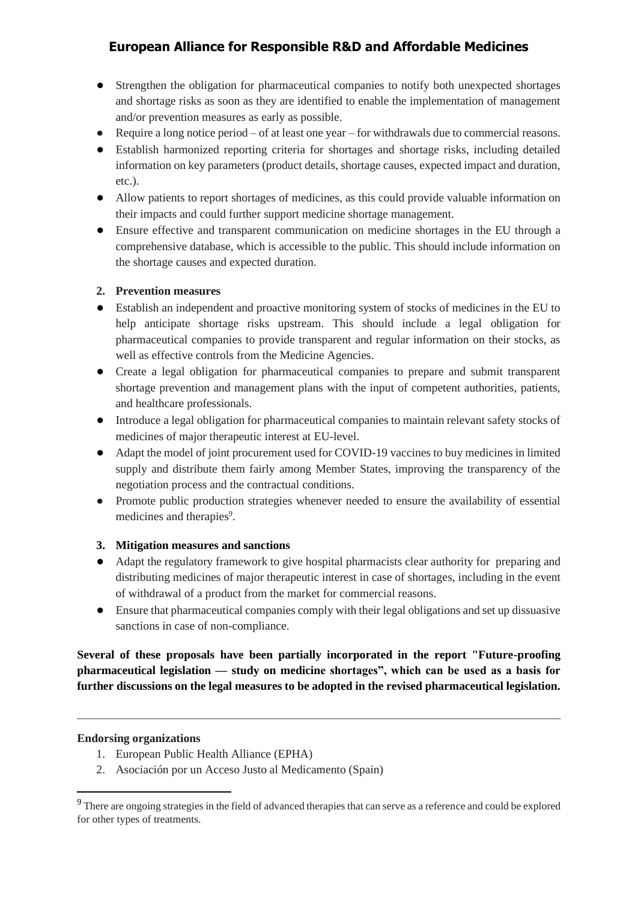- Strengthen the obligation for pharmaceutical companies to notify both unexpected shortages and shortage risks as soon as they are identified to enable the implementation of management and/or prevention measures as early as possible.
- Require a long notice period – of at least one year – for withdrawals due to commercial reasons.
- Establish harmonized reporting criteria for shortages and shortage risks, including detailed information on key parameters (product details, shortage causes, expected impact and duration, etc.).
- Allow patients to report shortages of medicines, as this could provide valuable information on their impacts and could further support medicine shortage management.
- Ensure effective and transparent communication on medicine shortages in the EU through a comprehensive database, which is accessible to the public. This should include information on the shortage causes and expected duration.

**2. Prevention measures**

- Establish an independent and proactive monitoring system of stocks of medicines in the EU to help anticipate shortage risks upstream. This should include a legal obligation for pharmaceutical companies to provide transparent and regular information on their stocks, as well as effective controls from the Medicine Agencies.
- Create a legal obligation for pharmaceutical companies to prepare and submit transparent shortage prevention and management plans with the input of competent authorities, patients, and healthcare professionals.
- Introduce a legal obligation for pharmaceutical companies to maintain relevant safety stocks of medicines of major therapeutic interest at EU-level.
- Adapt the model of joint procurement used for COVID-19 vaccines to buy medicines in limited supply and distribute them fairly among Member States, improving the transparency of the negotiation process and the contractual conditions.
- Promote public production strategies whenever needed to ensure the availability of essential medicines and therapies[9].

**3. Mitigation measures and sanctions**

- Adapt the regulatory framework to give hospital pharmacists clear authority for preparing and distributing medicines of major therapeutic interest in case of shortages, including in the event of withdrawal of a product from the market for commercial reasons.
- Ensure that pharmaceutical companies comply with their legal obligations and set up dissuasive sanctions in case of non-compliance.

**Several of these proposals have been partially incorporated in the report "Future-proofing pharmaceutical legislation — study on medicine shortages", which can be used as a basis for further discussions on the legal measures to be adopted in the revised pharmaceutical legislation.**

---

**Endorsing organizations**

1. European Public Health Alliance (EPHA)
2. Asociación por un Acceso Justo al Medicamento (Spain)

[9] There are ongoing strategies in the field of advanced therapies that can serve as a reference and could be explored for other types of treatments.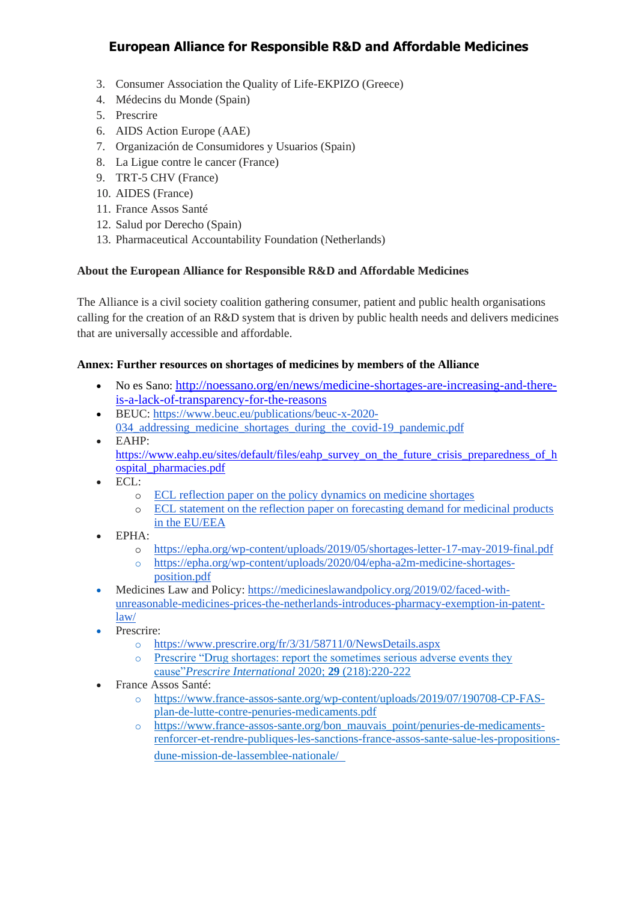3. Consumer Association the Quality of Life-EKPIZO (Greece)
4. Médecins du Monde (Spain)
5. Prescrire
6. AIDS Action Europe (AAE)
7. Organización de Consumidores y Usuarios (Spain)
8. La Ligue contre le cancer (France)
9. TRT-5 CHV (France)
10. AIDES (France)
11. France Assos Santé
12. Salud por Derecho (Spain)
13. Pharmaceutical Accountability Foundation (Netherlands)

**About the European Alliance for Responsible R&D and Affordable Medicines**

The Alliance is a civil society coalition gathering consumer, patient and public health organisations calling for the creation of an R&D system that is driven by public health needs and delivers medicines that are universally accessible and affordable.

**Annex: Further resources on shortages of medicines by members of the Alliance**

- No es Sano: http://noessano.org/en/news/medicine-shortages-are-increasing-and-there-is-a-lack-of-transparency-for-the-reasons
- BEUC: https://www.beuc.eu/publications/beuc-x-2020-034_addressing_medicine_shortages_during_the_covid-19_pandemic.pdf
- EAHP: https://www.eahp.eu/sites/default/files/eahp_survey_on_the_future_crisis_preparedness_of_hospital_pharmacies.pdf
- ECL:
  - ECL reflection paper on the policy dynamics on medicine shortages
  - ECL statement on the reflection paper on forecasting demand for medicinal products in the EU/EEA
- EPHA:
  - https://epha.org/wp-content/uploads/2019/05/shortages-letter-17-may-2019-final.pdf
  - https://epha.org/wp-content/uploads/2020/04/epha-a2m-medicine-shortages-position.pdf
- Medicines Law and Policy: https://medicineslawandpolicy.org/2019/02/faced-with-unreasonable-medicines-prices-the-netherlands-introduces-pharmacy-exemption-in-patent-law/
- Prescrire:
  - https://www.prescrire.org/fr/3/31/58711/0/NewsDetails.aspx
  - Prescrire "Drug shortages: report the sometimes serious adverse events they cause"*Prescrire International* 2020; **29** (218):220-222
- France Assos Santé:
  - https://www.france-assos-sante.org/wp-content/uploads/2019/07/190708-CP-FAS-plan-de-lutte-contre-penuries-medicaments.pdf
  - https://www.france-assos-sante.org/bon_mauvais_point/penuries-de-medicaments-renforcer-et-rendre-publiques-les-sanctions-france-assos-sante-salue-les-propositions-dune-mission-de-lassemblee-nationale/